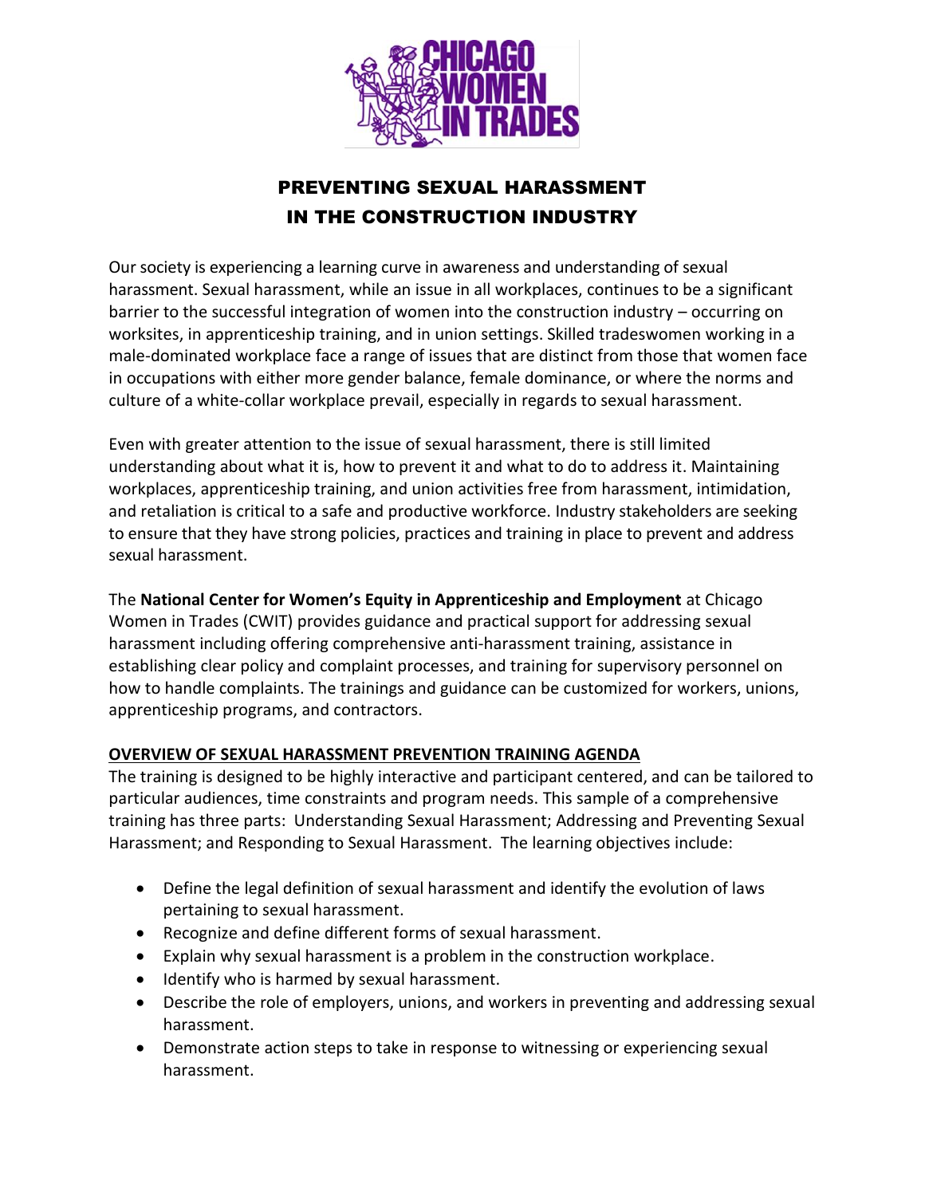# PREVENTING SEXUAL HARASSMENT IN THE CONSTRUCTION INDUSTRY

Our society is experiencing a learning curve in awareness and understanding of sexual harassment. Sexual harassment, while an issue in all workplaces, continues to be a significant barrier to the successful integration of women into the construction industry – occurring on worksites, in apprenticeship training, and in union settings. Skilled tradeswomen working in a male-dominated workplace face a range of issues that are distinct from those that women face in occupations with either more gender balance, female dominance, or where the norms and culture of a white-collar workplace prevail, especially in regards to sexual harassment.

Even with greater attention to the issue of sexual harassment, there is still limited understanding about what it is, how to prevent it and what to do to address it. Maintaining workplaces, apprenticeship training, and union activities free from harassment, intimidation, and retaliation is critical to a safe and productive workforce. Industry stakeholders are seeking to ensure that they have strong policies, practices and training in place to prevent and address sexual harassment.

The **National Center for Women's Equity in Apprenticeship and Employment** at Chicago Women in Trades (CWIT) provides guidance and practical support for addressing sexual harassment including offering comprehensive anti-harassment training, assistance in establishing clear policy and complaint processes, and training for supervisory personnel on how to handle complaints. The trainings and guidance can be customized for workers, unions, apprenticeship programs, and contractors.

## OVERVIEW OF SEXUAL HARASSMENT PREVENTION TRAINING AGENDA

The training is designed to be highly interactive and participant centered, and can be tailored to particular audiences, time constraints and program needs. This sample of a comprehensive training has three parts: Understanding Sexual Harassment; Addressing and Preventing Sexual Harassment; and Responding to Sexual Harassment. The learning objectives include:

- Define the legal definition of sexual harassment and identify the evolution of laws pertaining to sexual harassment.
- Recognize and define different forms of sexual harassment.
- Explain why sexual harassment is a problem in the construction workplace.
- Identify who is harmed by sexual harassment.
- Describe the role of employers, unions, and workers in preventing and addressing sexual harassment.
- Demonstrate action steps to take in response to witnessing or experiencing sexual harassment.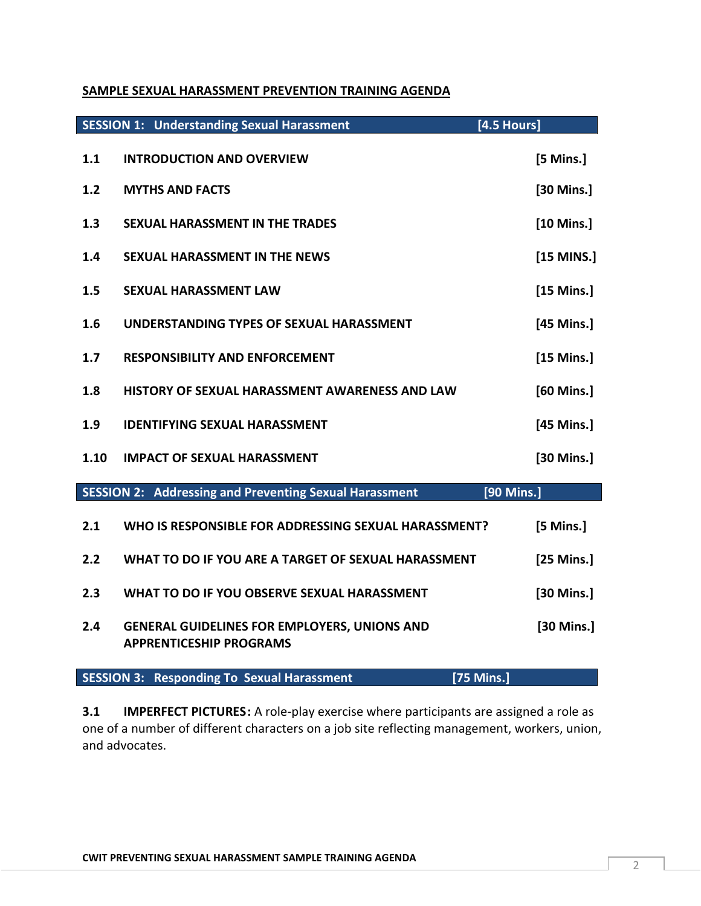## SAMPLE SEXUAL HARASSMENT PREVENTION TRAINING AGENDA

| SESSION 1: Understanding Sexual Harassment | | [4.5 Hours] |
|---|---|---|
| **1.1** | **INTRODUCTION AND OVERVIEW** | **[5 Mins.]** |
| **1.2** | **MYTHS AND FACTS** | **[30 Mins.]** |
| **1.3** | **SEXUAL HARASSMENT IN THE TRADES** | **[10 Mins.]** |
| **1.4** | **SEXUAL HARASSMENT IN THE NEWS** | **[15 MINS.]** |
| **1.5** | **SEXUAL HARASSMENT LAW** | **[15 Mins.]** |
| **1.6** | **UNDERSTANDING TYPES OF SEXUAL HARASSMENT** | **[45 Mins.]** |
| **1.7** | **RESPONSIBILITY AND ENFORCEMENT** | **[15 Mins.]** |
| **1.8** | **HISTORY OF SEXUAL HARASSMENT AWARENESS AND LAW** | **[60 Mins.]** |
| **1.9** | **IDENTIFYING SEXUAL HARASSMENT** | **[45 Mins.]** |
| **1.10** | **IMPACT OF SEXUAL HARASSMENT** | **[30 Mins.]** |

| SESSION 2: Addressing and Preventing Sexual Harassment | | [90 Mins.] |
|---|---|---|
| **2.1** | **WHO IS RESPONSIBLE FOR ADDRESSING SEXUAL HARASSMENT?** | **[5 Mins.]** |
| **2.2** | **WHAT TO DO IF YOU ARE A TARGET OF SEXUAL HARASSMENT** | **[25 Mins.]** |
| **2.3** | **WHAT TO DO IF YOU OBSERVE SEXUAL HARASSMENT** | **[30 Mins.]** |
| **2.4** | **GENERAL GUIDELINES FOR EMPLOYERS, UNIONS AND APPRENTICESHIP PROGRAMS** | **[30 Mins.]** |

### SESSION 3: Responding To Sexual Harassment [75 Mins.]

**3.1 IMPERFECT PICTURES:** A role-play exercise where participants are assigned a role as one of a number of different characters on a job site reflecting management, workers, union, and advocates.